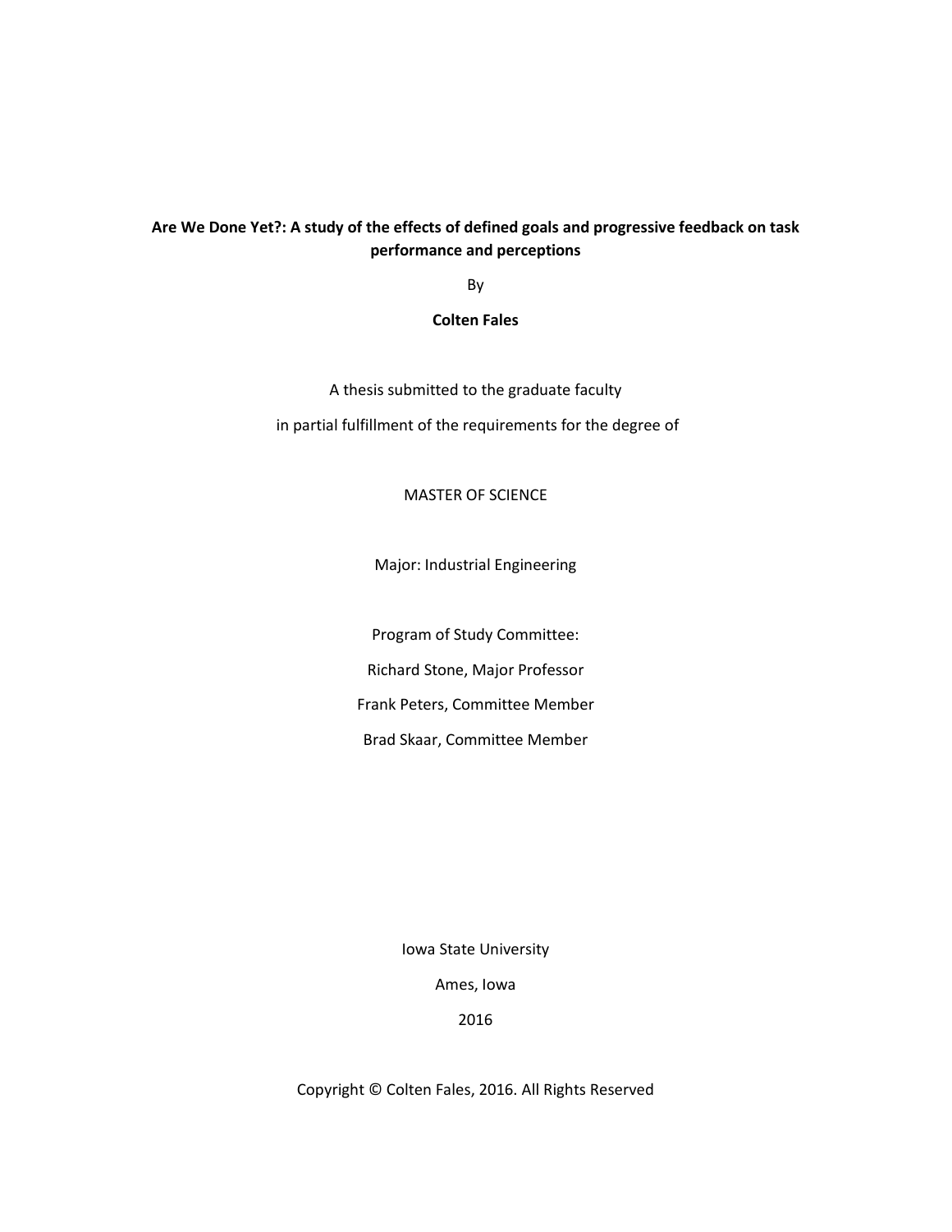**Are We Done Yet?: A study of the effects of defined goals and progressive feedback on task performance and perceptions**

By

**Colten Fales**

A thesis submitted to the graduate faculty

in partial fulfillment of the requirements for the degree of

MASTER OF SCIENCE

Major: Industrial Engineering

Program of Study Committee:

Richard Stone, Major Professor

Frank Peters, Committee Member

Brad Skaar, Committee Member

Iowa State University

Ames, Iowa

2016

Copyright © Colten Fales, 2016. All Rights Reserved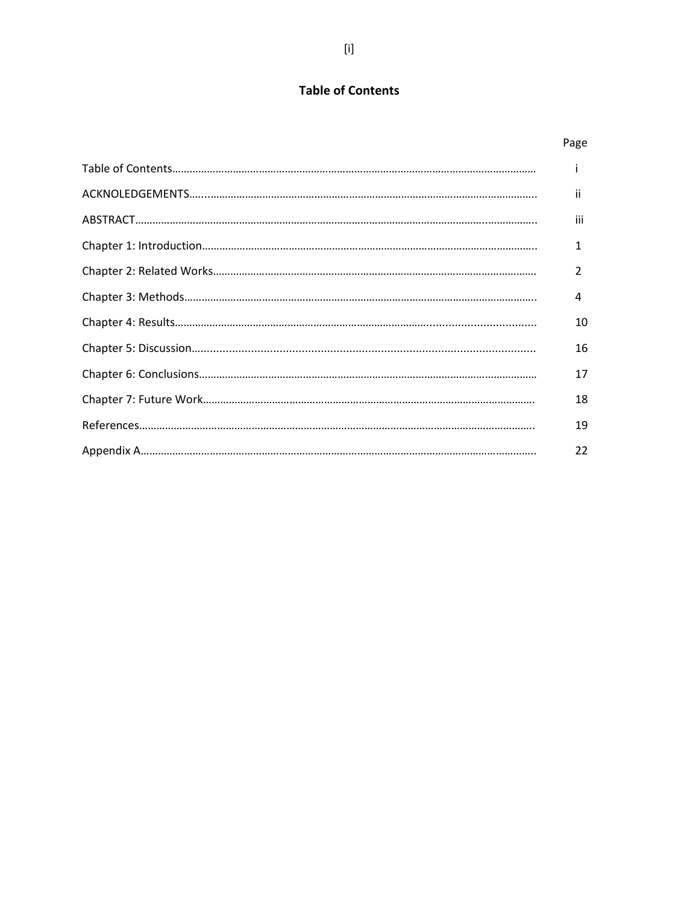# Table of Contents

| | Page |
|---|---|
| Table of Contents | i |
| ACKNOLEDGEMENTS | ii |
| ABSTRACT | iii |
| Chapter 1: Introduction | 1 |
| Chapter 2: Related Works | 2 |
| Chapter 3: Methods | 4 |
| Chapter 4: Results | 10 |
| Chapter 5: Discussion | 16 |
| Chapter 6: Conclusions | 17 |
| Chapter 7: Future Work | 18 |
| References | 19 |
| Appendix A | 22 |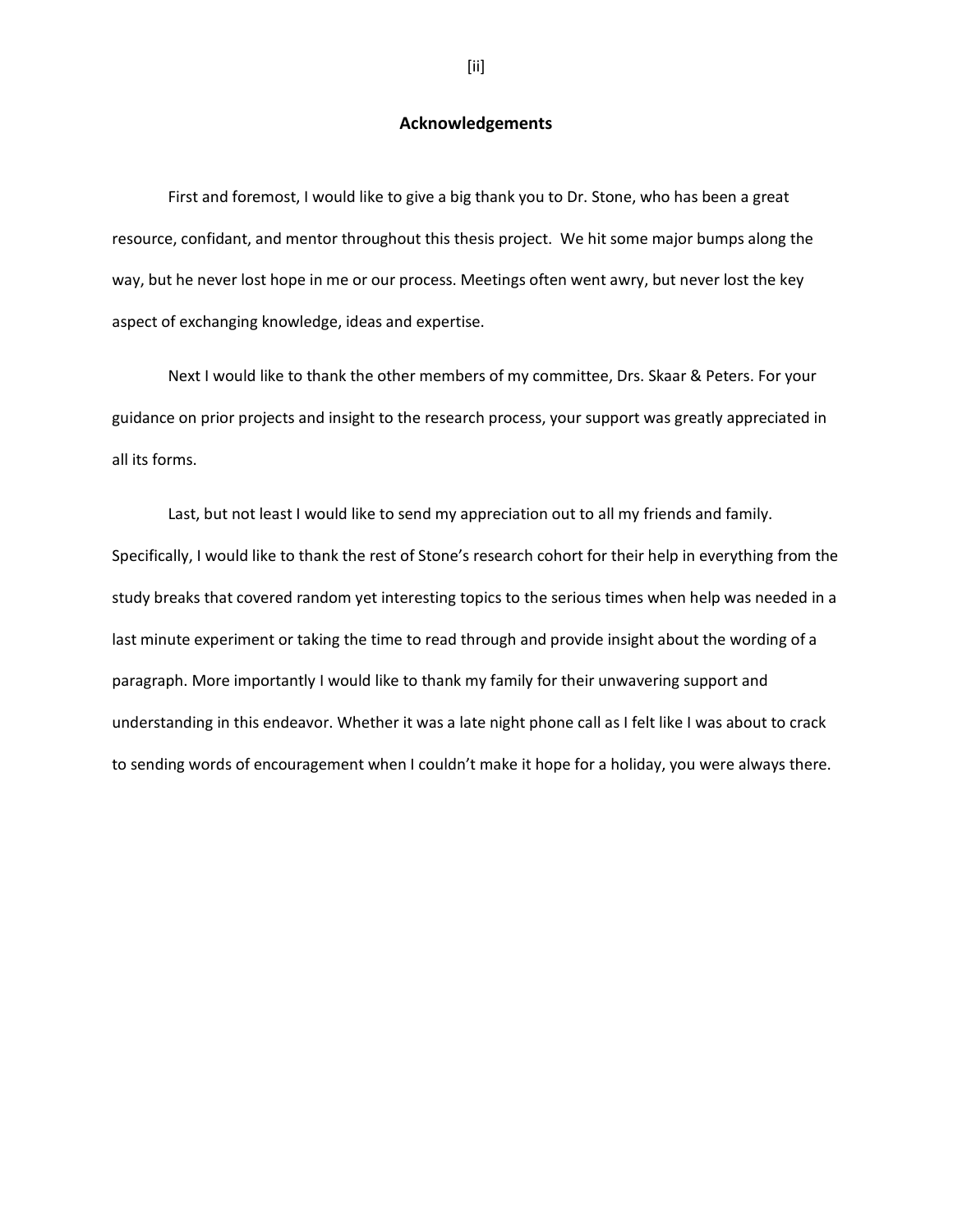## Acknowledgements

First and foremost, I would like to give a big thank you to Dr. Stone, who has been a great resource, confidant, and mentor throughout this thesis project. We hit some major bumps along the way, but he never lost hope in me or our process. Meetings often went awry, but never lost the key aspect of exchanging knowledge, ideas and expertise.

Next I would like to thank the other members of my committee, Drs. Skaar & Peters. For your guidance on prior projects and insight to the research process, your support was greatly appreciated in all its forms.

Last, but not least I would like to send my appreciation out to all my friends and family. Specifically, I would like to thank the rest of Stone's research cohort for their help in everything from the study breaks that covered random yet interesting topics to the serious times when help was needed in a last minute experiment or taking the time to read through and provide insight about the wording of a paragraph. More importantly I would like to thank my family for their unwavering support and understanding in this endeavor. Whether it was a late night phone call as I felt like I was about to crack to sending words of encouragement when I couldn't make it hope for a holiday, you were always there.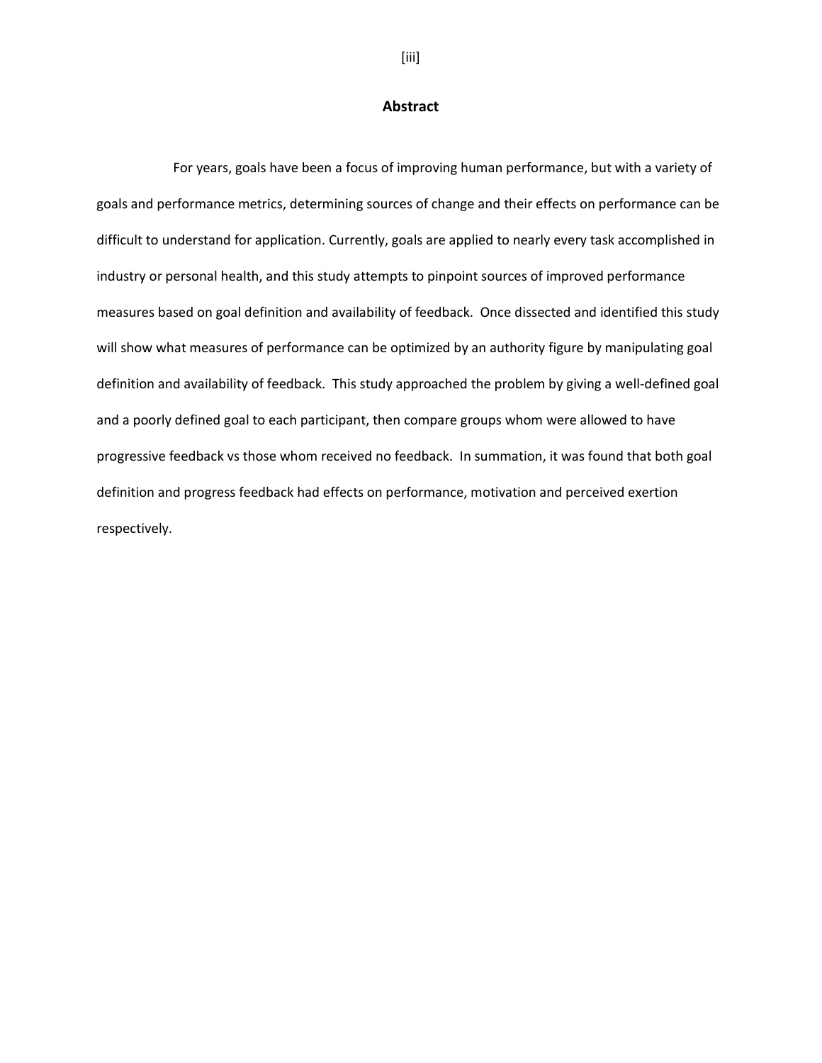## Abstract

For years, goals have been a focus of improving human performance, but with a variety of goals and performance metrics, determining sources of change and their effects on performance can be difficult to understand for application. Currently, goals are applied to nearly every task accomplished in industry or personal health, and this study attempts to pinpoint sources of improved performance measures based on goal definition and availability of feedback. Once dissected and identified this study will show what measures of performance can be optimized by an authority figure by manipulating goal definition and availability of feedback. This study approached the problem by giving a well-defined goal and a poorly defined goal to each participant, then compare groups whom were allowed to have progressive feedback vs those whom received no feedback. In summation, it was found that both goal definition and progress feedback had effects on performance, motivation and perceived exertion respectively.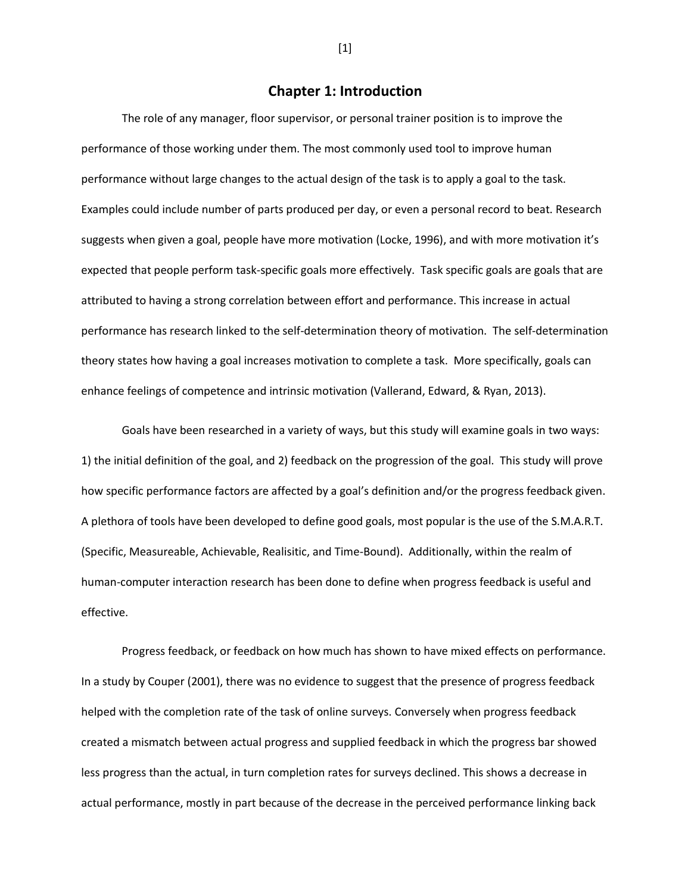# Chapter 1: Introduction

The role of any manager, floor supervisor, or personal trainer position is to improve the performance of those working under them. The most commonly used tool to improve human performance without large changes to the actual design of the task is to apply a goal to the task. Examples could include number of parts produced per day, or even a personal record to beat. Research suggests when given a goal, people have more motivation (Locke, 1996), and with more motivation it's expected that people perform task-specific goals more effectively. Task specific goals are goals that are attributed to having a strong correlation between effort and performance. This increase in actual performance has research linked to the self-determination theory of motivation. The self-determination theory states how having a goal increases motivation to complete a task. More specifically, goals can enhance feelings of competence and intrinsic motivation (Vallerand, Edward, & Ryan, 2013).

Goals have been researched in a variety of ways, but this study will examine goals in two ways: 1) the initial definition of the goal, and 2) feedback on the progression of the goal. This study will prove how specific performance factors are affected by a goal's definition and/or the progress feedback given. A plethora of tools have been developed to define good goals, most popular is the use of the S.M.A.R.T. (Specific, Measureable, Achievable, Realisitic, and Time-Bound). Additionally, within the realm of human-computer interaction research has been done to define when progress feedback is useful and effective.

Progress feedback, or feedback on how much has shown to have mixed effects on performance. In a study by Couper (2001), there was no evidence to suggest that the presence of progress feedback helped with the completion rate of the task of online surveys. Conversely when progress feedback created a mismatch between actual progress and supplied feedback in which the progress bar showed less progress than the actual, in turn completion rates for surveys declined. This shows a decrease in actual performance, mostly in part because of the decrease in the perceived performance linking back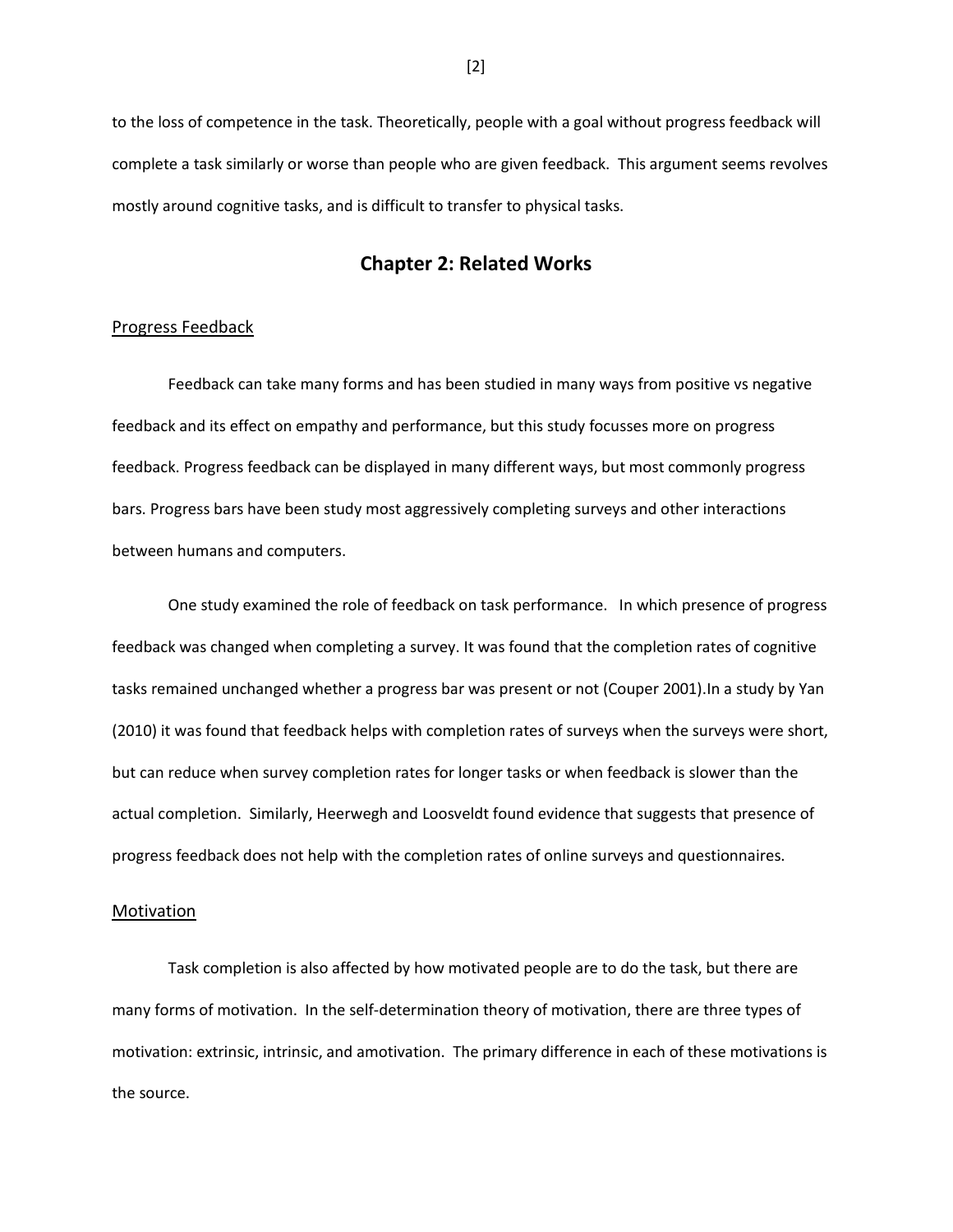to the loss of competence in the task. Theoretically, people with a goal without progress feedback will complete a task similarly or worse than people who are given feedback. This argument seems revolves mostly around cognitive tasks, and is difficult to transfer to physical tasks.

## Chapter 2: Related Works

### Progress Feedback

Feedback can take many forms and has been studied in many ways from positive vs negative feedback and its effect on empathy and performance, but this study focusses more on progress feedback. Progress feedback can be displayed in many different ways, but most commonly progress bars. Progress bars have been study most aggressively completing surveys and other interactions between humans and computers.

One study examined the role of feedback on task performance. In which presence of progress feedback was changed when completing a survey. It was found that the completion rates of cognitive tasks remained unchanged whether a progress bar was present or not (Couper 2001).In a study by Yan (2010) it was found that feedback helps with completion rates of surveys when the surveys were short, but can reduce when survey completion rates for longer tasks or when feedback is slower than the actual completion. Similarly, Heerwegh and Loosveldt found evidence that suggests that presence of progress feedback does not help with the completion rates of online surveys and questionnaires.

### Motivation

Task completion is also affected by how motivated people are to do the task, but there are many forms of motivation. In the self-determination theory of motivation, there are three types of motivation: extrinsic, intrinsic, and amotivation. The primary difference in each of these motivations is the source.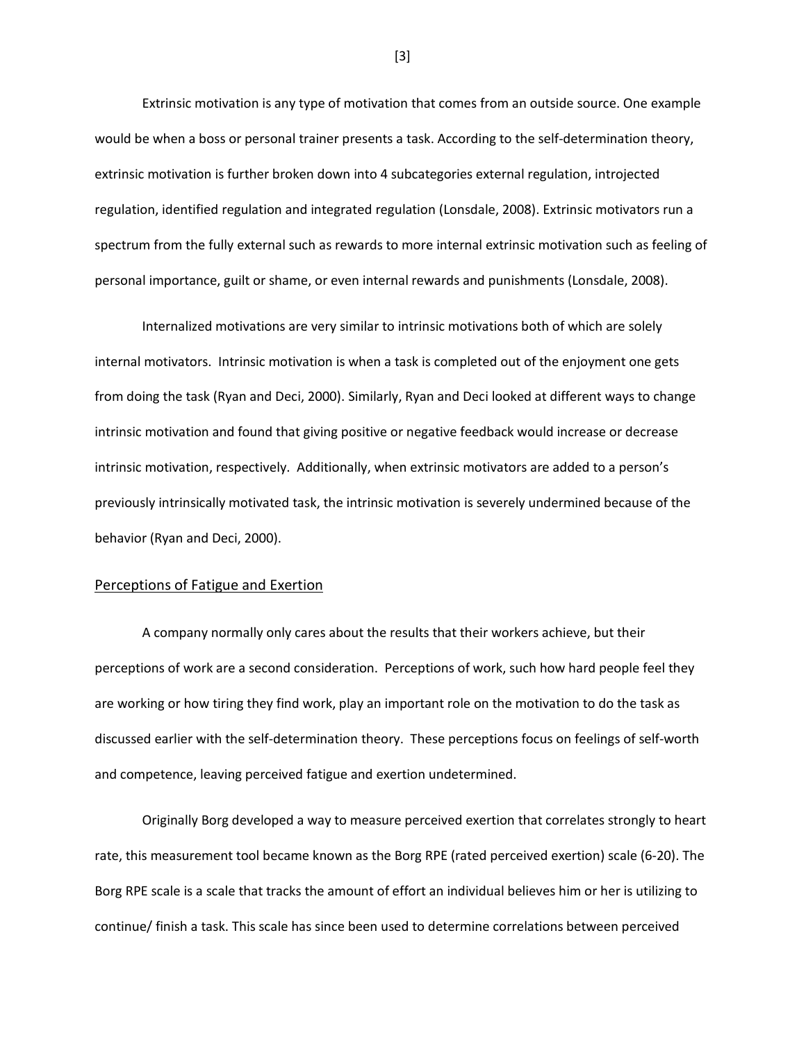Extrinsic motivation is any type of motivation that comes from an outside source. One example would be when a boss or personal trainer presents a task. According to the self-determination theory, extrinsic motivation is further broken down into 4 subcategories external regulation, introjected regulation, identified regulation and integrated regulation (Lonsdale, 2008). Extrinsic motivators run a spectrum from the fully external such as rewards to more internal extrinsic motivation such as feeling of personal importance, guilt or shame, or even internal rewards and punishments (Lonsdale, 2008).

Internalized motivations are very similar to intrinsic motivations both of which are solely internal motivators. Intrinsic motivation is when a task is completed out of the enjoyment one gets from doing the task (Ryan and Deci, 2000). Similarly, Ryan and Deci looked at different ways to change intrinsic motivation and found that giving positive or negative feedback would increase or decrease intrinsic motivation, respectively. Additionally, when extrinsic motivators are added to a person's previously intrinsically motivated task, the intrinsic motivation is severely undermined because of the behavior (Ryan and Deci, 2000).

## Perceptions of Fatigue and Exertion

A company normally only cares about the results that their workers achieve, but their perceptions of work are a second consideration. Perceptions of work, such how hard people feel they are working or how tiring they find work, play an important role on the motivation to do the task as discussed earlier with the self-determination theory. These perceptions focus on feelings of self-worth and competence, leaving perceived fatigue and exertion undetermined.

Originally Borg developed a way to measure perceived exertion that correlates strongly to heart rate, this measurement tool became known as the Borg RPE (rated perceived exertion) scale (6-20). The Borg RPE scale is a scale that tracks the amount of effort an individual believes him or her is utilizing to continue/ finish a task. This scale has since been used to determine correlations between perceived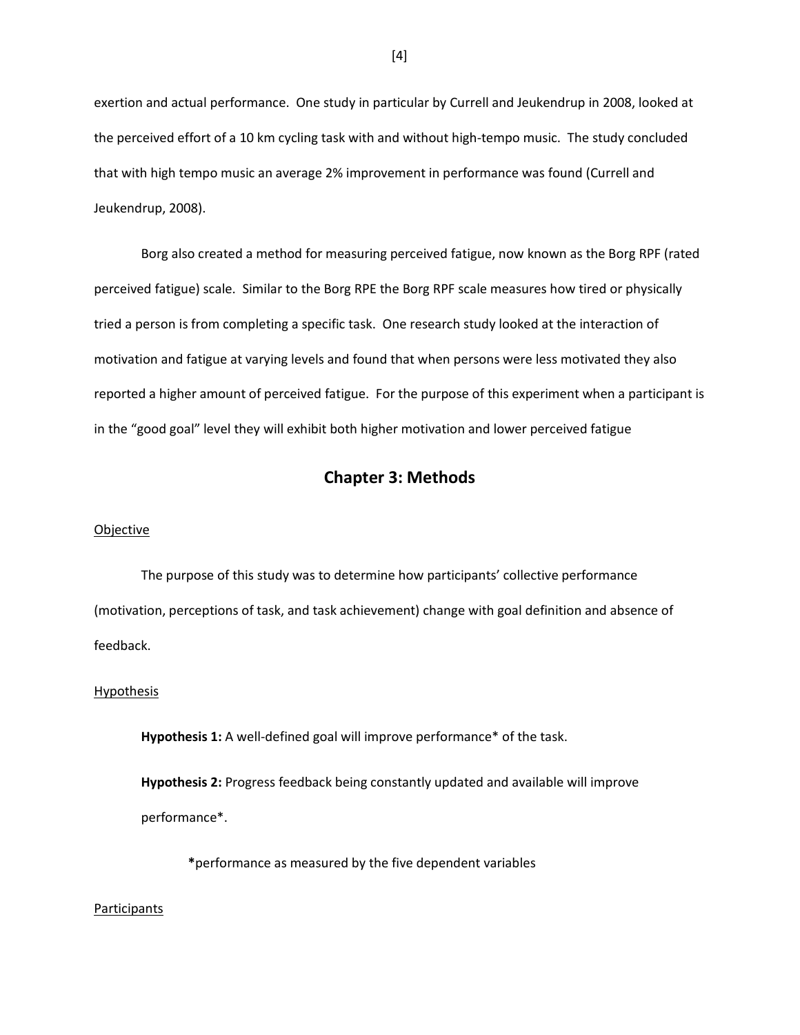exertion and actual performance. One study in particular by Currell and Jeukendrup in 2008, looked at the perceived effort of a 10 km cycling task with and without high-tempo music. The study concluded that with high tempo music an average 2% improvement in performance was found (Currell and Jeukendrup, 2008).

Borg also created a method for measuring perceived fatigue, now known as the Borg RPF (rated perceived fatigue) scale. Similar to the Borg RPE the Borg RPF scale measures how tired or physically tried a person is from completing a specific task. One research study looked at the interaction of motivation and fatigue at varying levels and found that when persons were less motivated they also reported a higher amount of perceived fatigue. For the purpose of this experiment when a participant is in the "good goal" level they will exhibit both higher motivation and lower perceived fatigue

## Chapter 3: Methods

Objective

The purpose of this study was to determine how participants' collective performance (motivation, perceptions of task, and task achievement) change with goal definition and absence of feedback.

Hypothesis

**Hypothesis 1:** A well-defined goal will improve performance* of the task.

**Hypothesis 2:** Progress feedback being constantly updated and available will improve performance*.

**\***performance as measured by the five dependent variables

Participants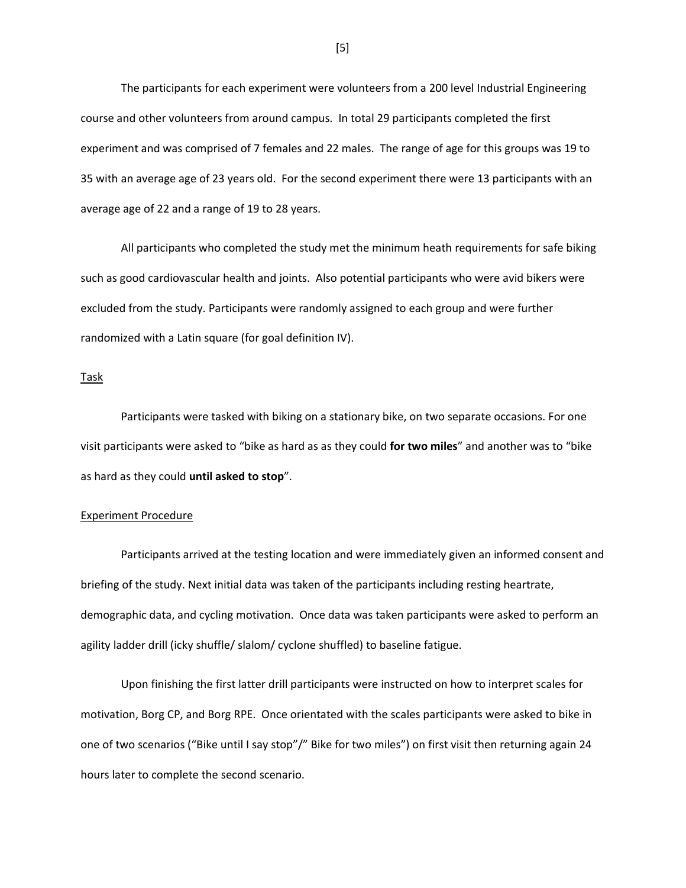The participants for each experiment were volunteers from a 200 level Industrial Engineering course and other volunteers from around campus. In total 29 participants completed the first experiment and was comprised of 7 females and 22 males. The range of age for this groups was 19 to 35 with an average age of 23 years old. For the second experiment there were 13 participants with an average age of 22 and a range of 19 to 28 years.

All participants who completed the study met the minimum heath requirements for safe biking such as good cardiovascular health and joints. Also potential participants who were avid bikers were excluded from the study. Participants were randomly assigned to each group and were further randomized with a Latin square (for goal definition IV).

<u>Task</u>

Participants were tasked with biking on a stationary bike, on two separate occasions. For one visit participants were asked to "bike as hard as as they could **for two miles**" and another was to "bike as hard as they could **until asked to stop**".

<u>Experiment Procedure</u>

Participants arrived at the testing location and were immediately given an informed consent and briefing of the study. Next initial data was taken of the participants including resting heartrate, demographic data, and cycling motivation. Once data was taken participants were asked to perform an agility ladder drill (icky shuffle/ slalom/ cyclone shuffled) to baseline fatigue.

Upon finishing the first latter drill participants were instructed on how to interpret scales for motivation, Borg CP, and Borg RPE. Once orientated with the scales participants were asked to bike in one of two scenarios ("Bike until I say stop"/" Bike for two miles") on first visit then returning again 24 hours later to complete the second scenario.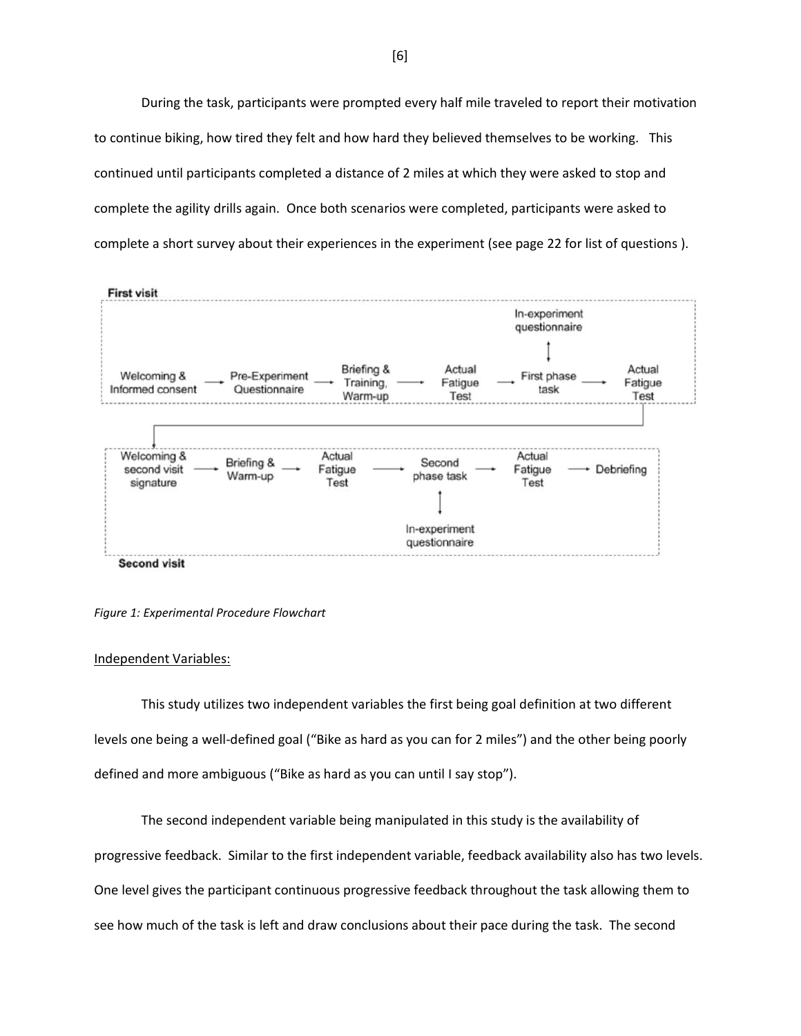During the task, participants were prompted every half mile traveled to report their motivation to continue biking, how tired they felt and how hard they believed themselves to be working. This continued until participants completed a distance of 2 miles at which they were asked to stop and complete the agility drills again. Once both scenarios were completed, participants were asked to complete a short survey about their experiences in the experiment (see page 22 for list of questions ).

**First visit**

Welcoming & Informed consent → Pre-Experiment Questionnaire → Briefing & Training, Warm-up → Actual Fatigue Test → First phase task (↕ In-experiment questionnaire) → Actual Fatigue Test

**Second visit**

Welcoming & second visit signature → Briefing & Warm-up → Actual Fatigue Test → Second phase task (↕ In-experiment questionnaire) → Actual Fatigue Test → Debriefing

*Figure 1: Experimental Procedure Flowchart*

<u>Independent Variables:</u>

This study utilizes two independent variables the first being goal definition at two different levels one being a well-defined goal ("Bike as hard as you can for 2 miles") and the other being poorly defined and more ambiguous ("Bike as hard as you can until I say stop").

The second independent variable being manipulated in this study is the availability of progressive feedback. Similar to the first independent variable, feedback availability also has two levels. One level gives the participant continuous progressive feedback throughout the task allowing them to see how much of the task is left and draw conclusions about their pace during the task. The second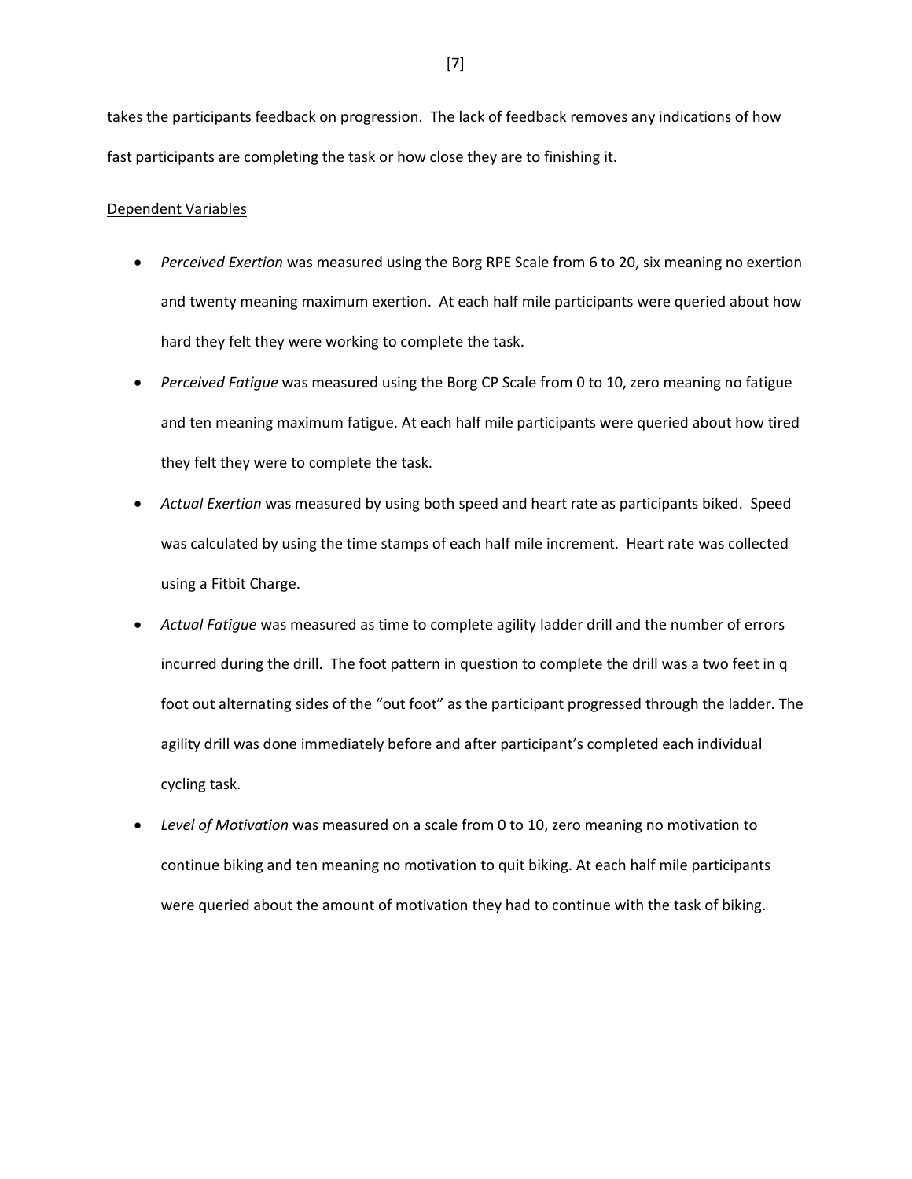takes the participants feedback on progression. The lack of feedback removes any indications of how fast participants are completing the task or how close they are to finishing it.

Dependent Variables

- *Perceived Exertion* was measured using the Borg RPE Scale from 6 to 20, six meaning no exertion and twenty meaning maximum exertion. At each half mile participants were queried about how hard they felt they were working to complete the task.
- *Perceived Fatigue* was measured using the Borg CP Scale from 0 to 10, zero meaning no fatigue and ten meaning maximum fatigue. At each half mile participants were queried about how tired they felt they were to complete the task.
- *Actual Exertion* was measured by using both speed and heart rate as participants biked. Speed was calculated by using the time stamps of each half mile increment. Heart rate was collected using a Fitbit Charge.
- *Actual Fatigue* was measured as time to complete agility ladder drill and the number of errors incurred during the drill. The foot pattern in question to complete the drill was a two feet in q foot out alternating sides of the "out foot" as the participant progressed through the ladder. The agility drill was done immediately before and after participant's completed each individual cycling task.
- *Level of Motivation* was measured on a scale from 0 to 10, zero meaning no motivation to continue biking and ten meaning no motivation to quit biking. At each half mile participants were queried about the amount of motivation they had to continue with the task of biking.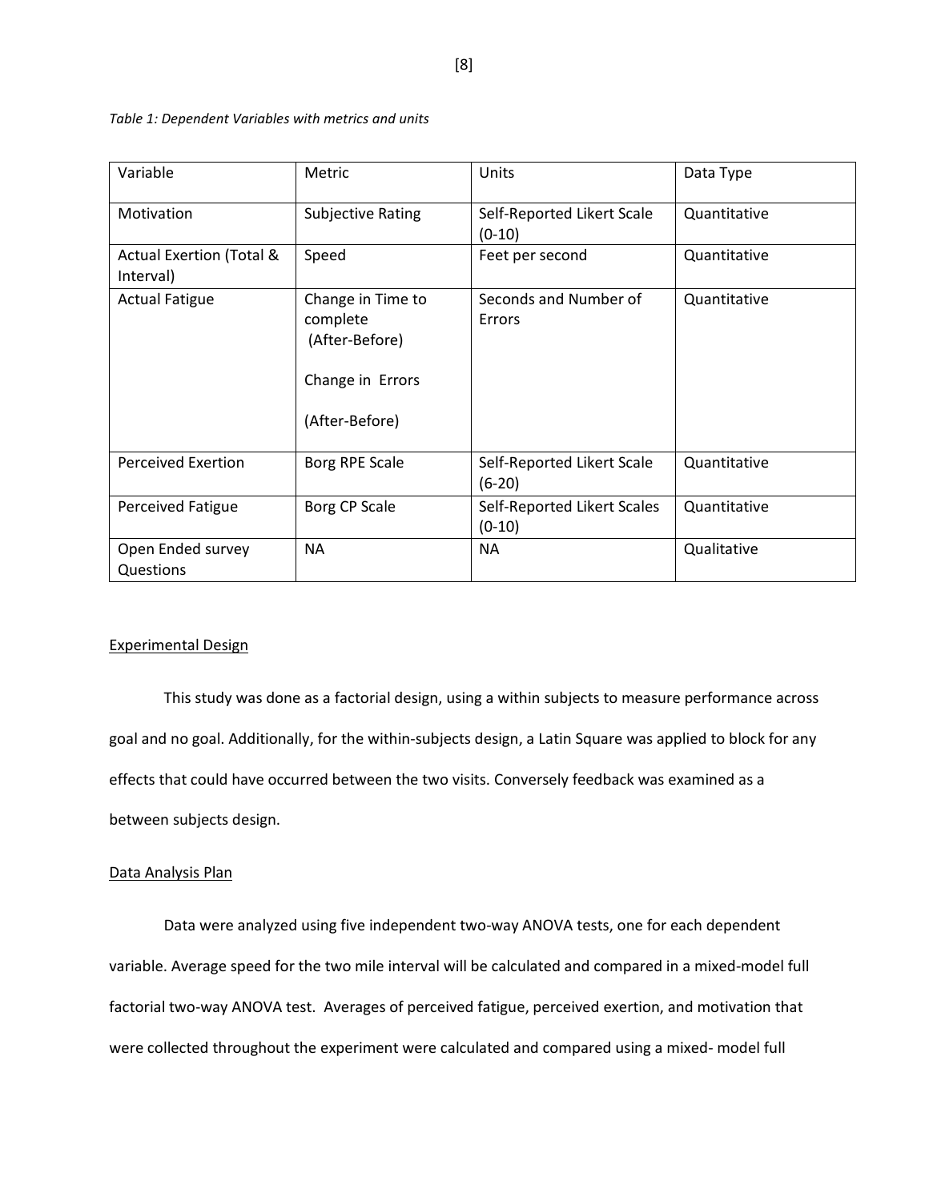*Table 1: Dependent Variables with metrics and units*

| Variable | Metric | Units | Data Type |
|---|---|---|---|
| Motivation | Subjective Rating | Self-Reported Likert Scale (0-10) | Quantitative |
| Actual Exertion (Total & Interval) | Speed | Feet per second | Quantitative |
| Actual Fatigue | Change in Time to complete (After-Before)<br><br>Change in Errors<br><br>(After-Before) | Seconds and Number of Errors | Quantitative |
| Perceived Exertion | Borg RPE Scale | Self-Reported Likert Scale (6-20) | Quantitative |
| Perceived Fatigue | Borg CP Scale | Self-Reported Likert Scales (0-10) | Quantitative |
| Open Ended survey Questions | NA | NA | Qualitative |

## Experimental Design

This study was done as a factorial design, using a within subjects to measure performance across goal and no goal. Additionally, for the within-subjects design, a Latin Square was applied to block for any effects that could have occurred between the two visits. Conversely feedback was examined as a between subjects design.

## Data Analysis Plan

Data were analyzed using five independent two-way ANOVA tests, one for each dependent variable. Average speed for the two mile interval will be calculated and compared in a mixed-model full factorial two-way ANOVA test. Averages of perceived fatigue, perceived exertion, and motivation that were collected throughout the experiment were calculated and compared using a mixed- model full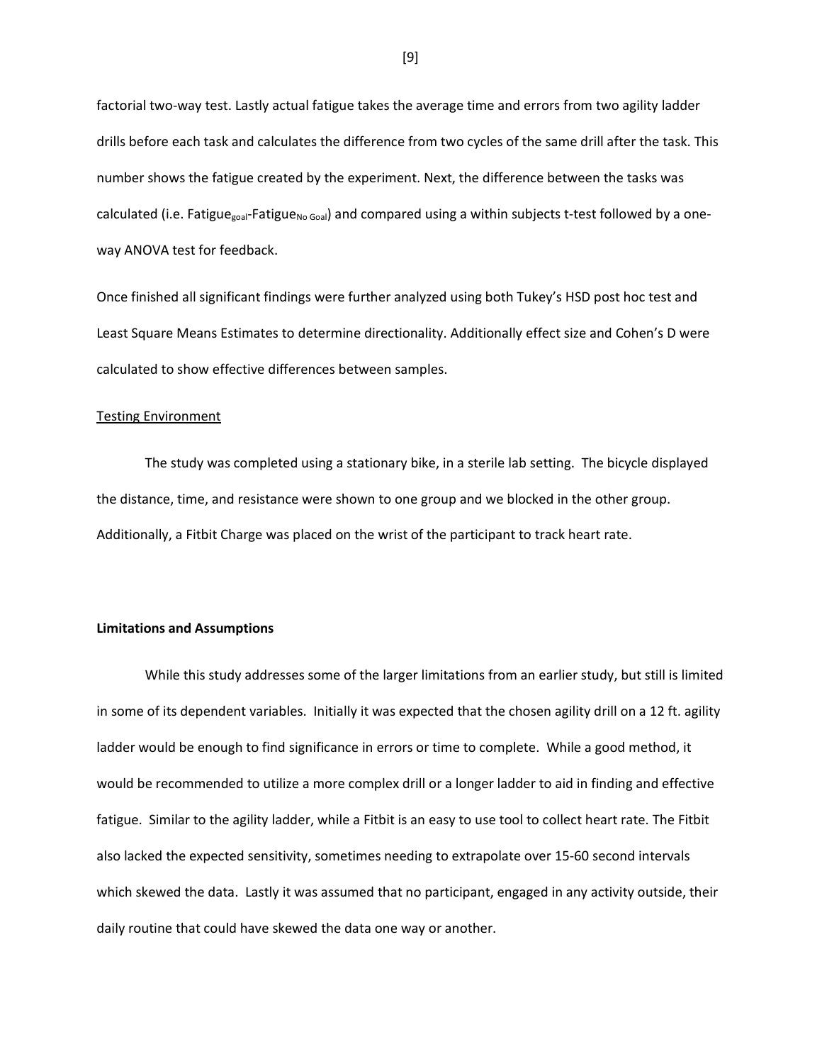factorial two-way test. Lastly actual fatigue takes the average time and errors from two agility ladder drills before each task and calculates the difference from two cycles of the same drill after the task. This number shows the fatigue created by the experiment. Next, the difference between the tasks was calculated (i.e. $Fatigue_{goal}$-$Fatigue_{No\ Goal}$) and compared using a within subjects t-test followed by a one-way ANOVA test for feedback.

Once finished all significant findings were further analyzed using both Tukey's HSD post hoc test and Least Square Means Estimates to determine directionality. Additionally effect size and Cohen's D were calculated to show effective differences between samples.

<u>Testing Environment</u>

The study was completed using a stationary bike, in a sterile lab setting. The bicycle displayed the distance, time, and resistance were shown to one group and we blocked in the other group. Additionally, a Fitbit Charge was placed on the wrist of the participant to track heart rate.

**Limitations and Assumptions**

While this study addresses some of the larger limitations from an earlier study, but still is limited in some of its dependent variables. Initially it was expected that the chosen agility drill on a 12 ft. agility ladder would be enough to find significance in errors or time to complete. While a good method, it would be recommended to utilize a more complex drill or a longer ladder to aid in finding and effective fatigue. Similar to the agility ladder, while a Fitbit is an easy to use tool to collect heart rate. The Fitbit also lacked the expected sensitivity, sometimes needing to extrapolate over 15-60 second intervals which skewed the data. Lastly it was assumed that no participant, engaged in any activity outside, their daily routine that could have skewed the data one way or another.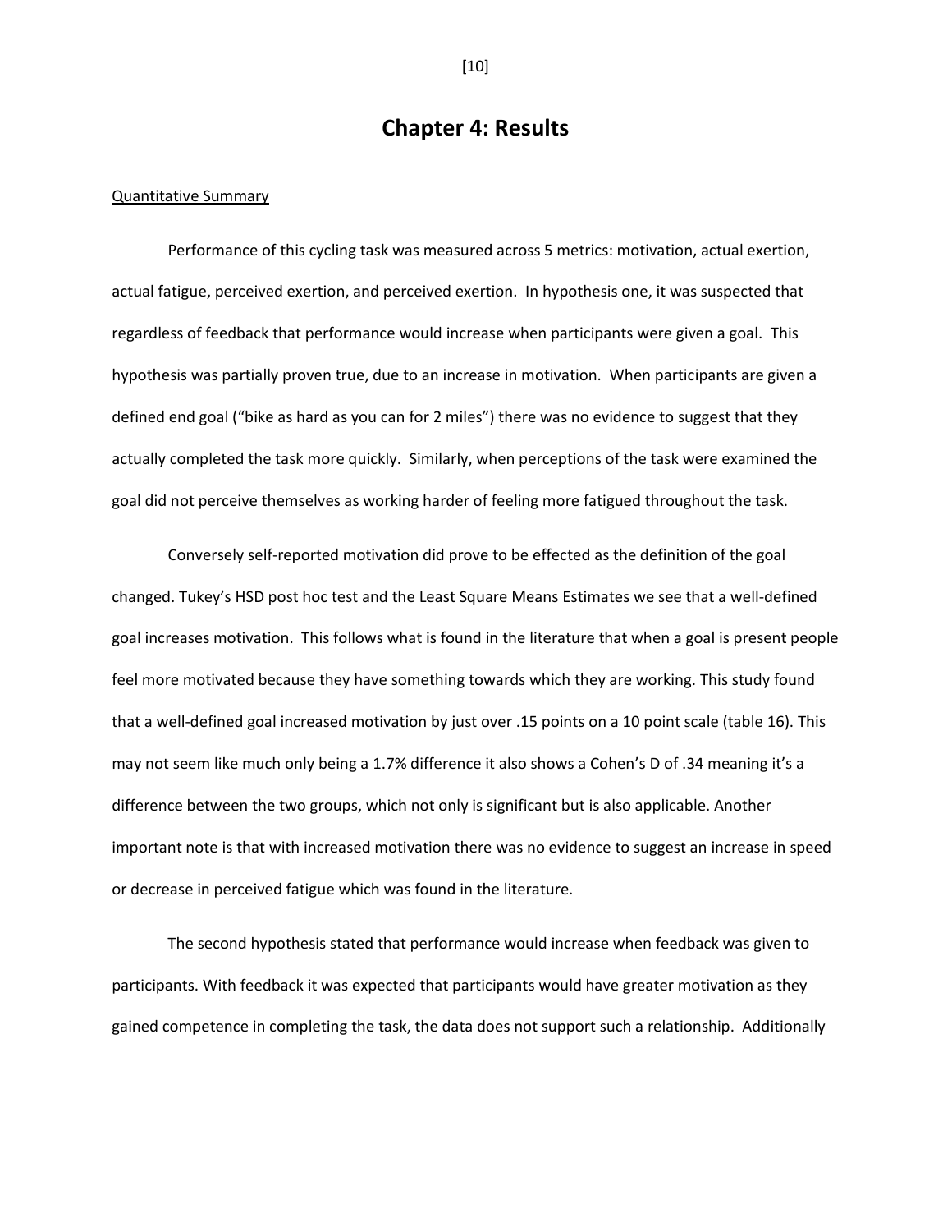# Chapter 4: Results

Quantitative Summary

Performance of this cycling task was measured across 5 metrics: motivation, actual exertion, actual fatigue, perceived exertion, and perceived exertion. In hypothesis one, it was suspected that regardless of feedback that performance would increase when participants were given a goal. This hypothesis was partially proven true, due to an increase in motivation. When participants are given a defined end goal ("bike as hard as you can for 2 miles") there was no evidence to suggest that they actually completed the task more quickly. Similarly, when perceptions of the task were examined the goal did not perceive themselves as working harder of feeling more fatigued throughout the task.

Conversely self-reported motivation did prove to be effected as the definition of the goal changed. Tukey's HSD post hoc test and the Least Square Means Estimates we see that a well-defined goal increases motivation. This follows what is found in the literature that when a goal is present people feel more motivated because they have something towards which they are working. This study found that a well-defined goal increased motivation by just over .15 points on a 10 point scale (table 16). This may not seem like much only being a 1.7% difference it also shows a Cohen's D of .34 meaning it's a difference between the two groups, which not only is significant but is also applicable. Another important note is that with increased motivation there was no evidence to suggest an increase in speed or decrease in perceived fatigue which was found in the literature.

The second hypothesis stated that performance would increase when feedback was given to participants. With feedback it was expected that participants would have greater motivation as they gained competence in completing the task, the data does not support such a relationship. Additionally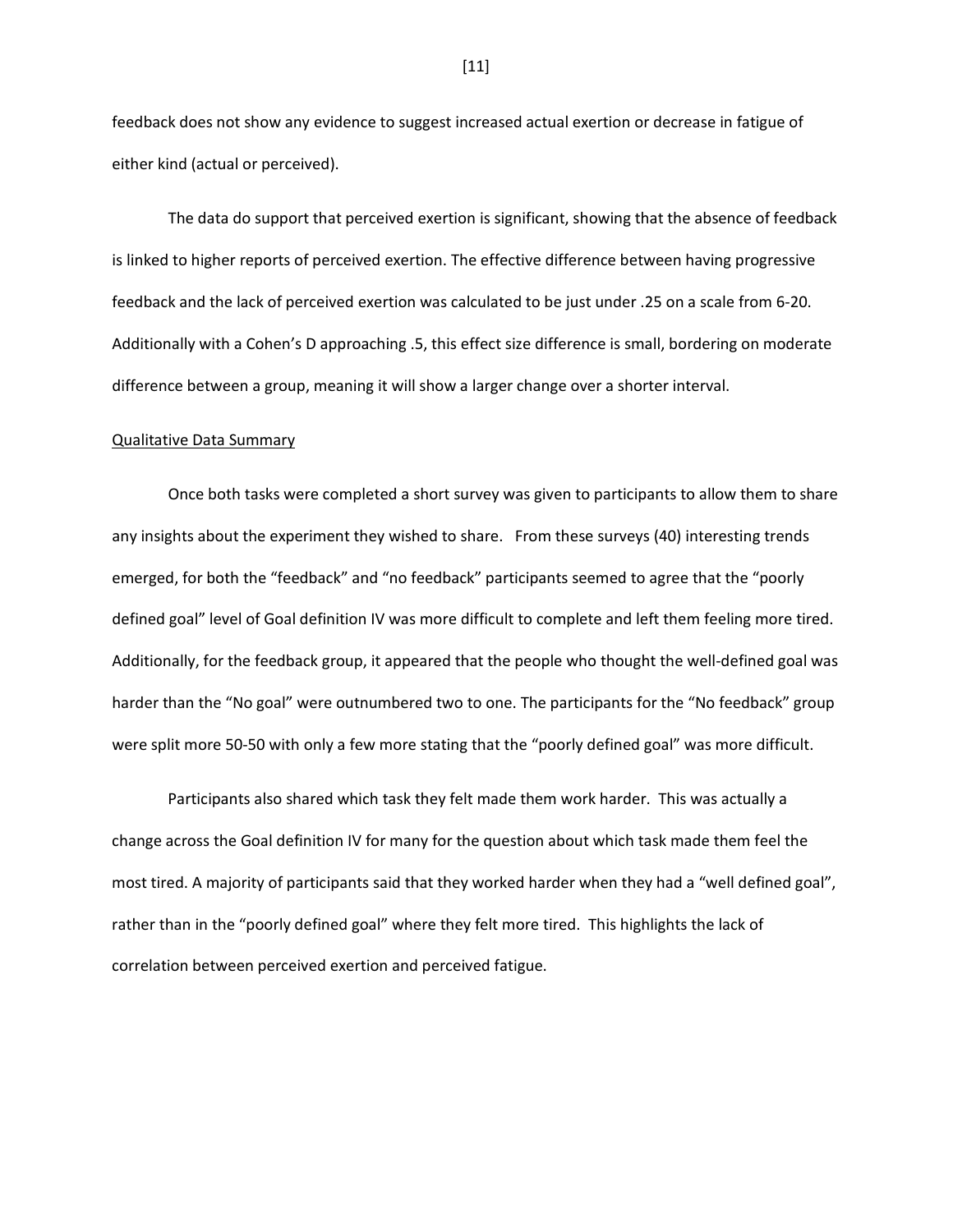feedback does not show any evidence to suggest increased actual exertion or decrease in fatigue of either kind (actual or perceived).

The data do support that perceived exertion is significant, showing that the absence of feedback is linked to higher reports of perceived exertion. The effective difference between having progressive feedback and the lack of perceived exertion was calculated to be just under .25 on a scale from 6-20. Additionally with a Cohen's D approaching .5, this effect size difference is small, bordering on moderate difference between a group, meaning it will show a larger change over a shorter interval.

<u>Qualitative Data Summary</u>

Once both tasks were completed a short survey was given to participants to allow them to share any insights about the experiment they wished to share. From these surveys (40) interesting trends emerged, for both the "feedback" and "no feedback" participants seemed to agree that the "poorly defined goal" level of Goal definition IV was more difficult to complete and left them feeling more tired. Additionally, for the feedback group, it appeared that the people who thought the well-defined goal was harder than the "No goal" were outnumbered two to one. The participants for the "No feedback" group were split more 50-50 with only a few more stating that the "poorly defined goal" was more difficult.

Participants also shared which task they felt made them work harder. This was actually a change across the Goal definition IV for many for the question about which task made them feel the most tired. A majority of participants said that they worked harder when they had a "well defined goal", rather than in the "poorly defined goal" where they felt more tired. This highlights the lack of correlation between perceived exertion and perceived fatigue.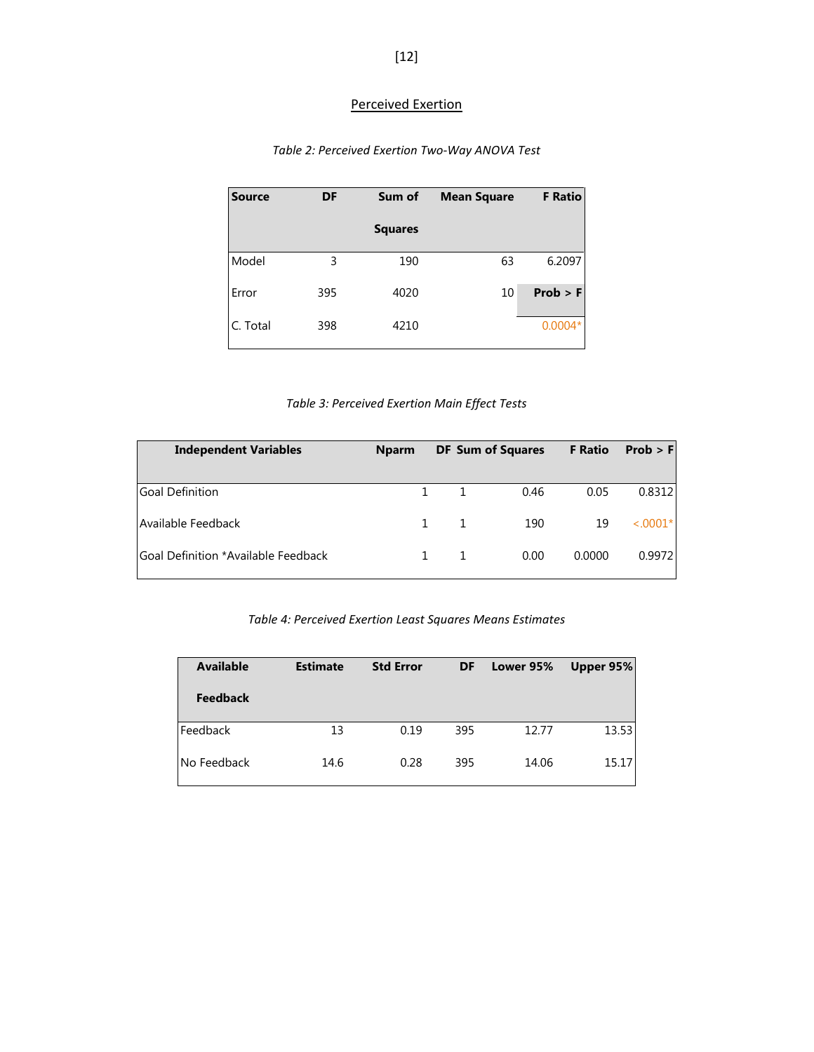## Perceived Exertion

*Table 2: Perceived Exertion Two-Way ANOVA Test*

| Source | DF | Sum of Squares | Mean Square | F Ratio |
|---|---|---|---|---|
| Model | 3 | 190 | 63 | 6.2097 |
| Error | 395 | 4020 | 10 | **Prob > F** |
| C. Total | 398 | 4210 | | 0.0004* |

*Table 3: Perceived Exertion Main Effect Tests*

| Independent Variables | Nparm | DF | Sum of Squares | F Ratio | Prob > F |
|---|---|---|---|---|---|
| Goal Definition | 1 | 1 | 0.46 | 0.05 | 0.8312 |
| Available Feedback | 1 | 1 | 190 | 19 | <.0001* |
| Goal Definition *Available Feedback | 1 | 1 | 0.00 | 0.0000 | 0.9972 |

*Table 4: Perceived Exertion Least Squares Means Estimates*

| Available Feedback | Estimate | Std Error | DF | Lower 95% | Upper 95% |
|---|---|---|---|---|---|
| Feedback | 13 | 0.19 | 395 | 12.77 | 13.53 |
| No Feedback | 14.6 | 0.28 | 395 | 14.06 | 15.17 |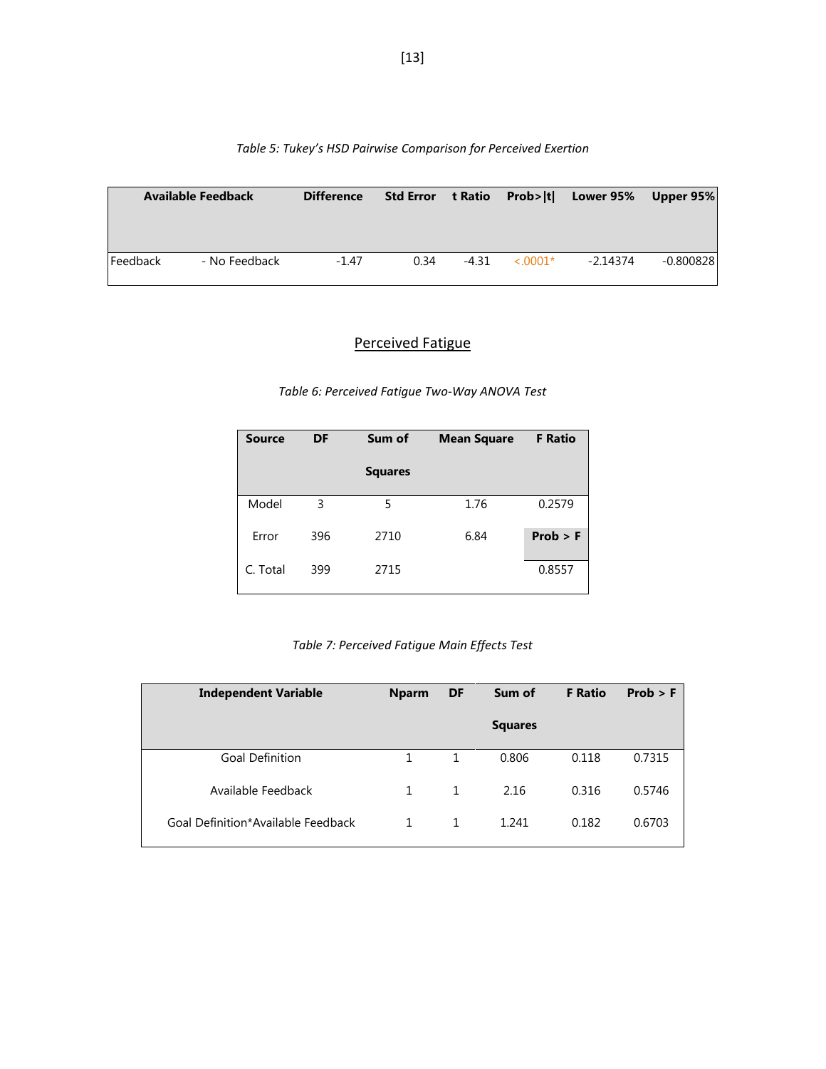*Table 5: Tukey's HSD Pairwise Comparison for Perceived Exertion*

| Available Feedback | | Difference | Std Error | t Ratio | Prob>\|t\| | Lower 95% | Upper 95% |
|---|---|---|---|---|---|---|---|
| Feedback | - No Feedback | -1.47 | 0.34 | -4.31 | <.0001* | -2.14374 | -0.800828 |

## Perceived Fatigue

*Table 6: Perceived Fatigue Two-Way ANOVA Test*

| Source | DF | Sum of Squares | Mean Square | F Ratio |
|---|---|---|---|---|
| Model | 3 | 5 | 1.76 | 0.2579 |
| Error | 396 | 2710 | 6.84 | **Prob > F** |
| C. Total | 399 | 2715 | | 0.8557 |

*Table 7: Perceived Fatigue Main Effects Test*

| Independent Variable | Nparm | DF | Sum of Squares | F Ratio | Prob > F |
|---|---|---|---|---|---|
| Goal Definition | 1 | 1 | 0.806 | 0.118 | 0.7315 |
| Available Feedback | 1 | 1 | 2.16 | 0.316 | 0.5746 |
| Goal Definition*Available Feedback | 1 | 1 | 1.241 | 0.182 | 0.6703 |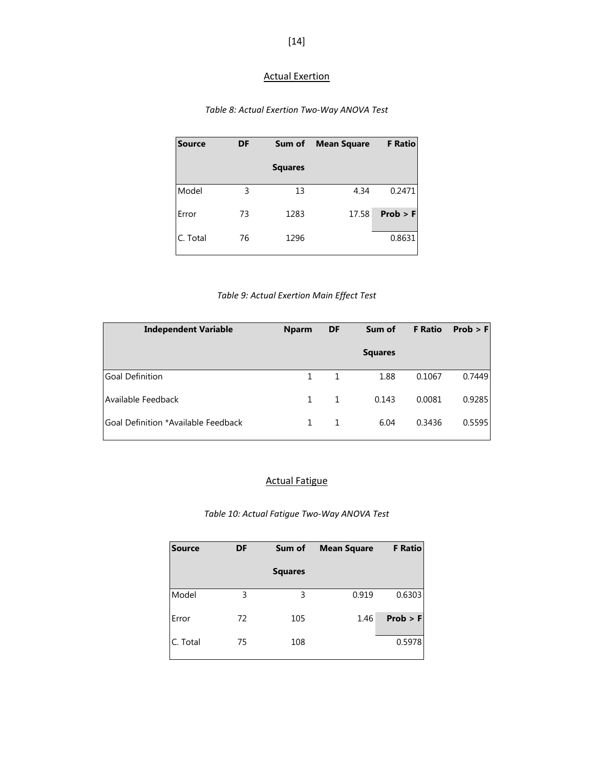## Actual Exertion

*Table 8: Actual Exertion Two-Way ANOVA Test*

| Source | DF | Sum of Squares | Mean Square | F Ratio |
|---|---|---|---|---|
| Model | 3 | 13 | 4.34 | 0.2471 |
| Error | 73 | 1283 | 17.58 | **Prob > F** |
| C. Total | 76 | 1296 | | 0.8631 |

*Table 9: Actual Exertion Main Effect Test*

| Independent Variable | Nparm | DF | Sum of Squares | F Ratio | Prob > F |
|---|---|---|---|---|---|
| Goal Definition | 1 | 1 | 1.88 | 0.1067 | 0.7449 |
| Available Feedback | 1 | 1 | 0.143 | 0.0081 | 0.9285 |
| Goal Definition *Available Feedback | 1 | 1 | 6.04 | 0.3436 | 0.5595 |

## Actual Fatigue

*Table 10: Actual Fatigue Two-Way ANOVA Test*

| Source | DF | Sum of Squares | Mean Square | F Ratio |
|---|---|---|---|---|
| Model | 3 | 3 | 0.919 | 0.6303 |
| Error | 72 | 105 | 1.46 | **Prob > F** |
| C. Total | 75 | 108 | | 0.5978 |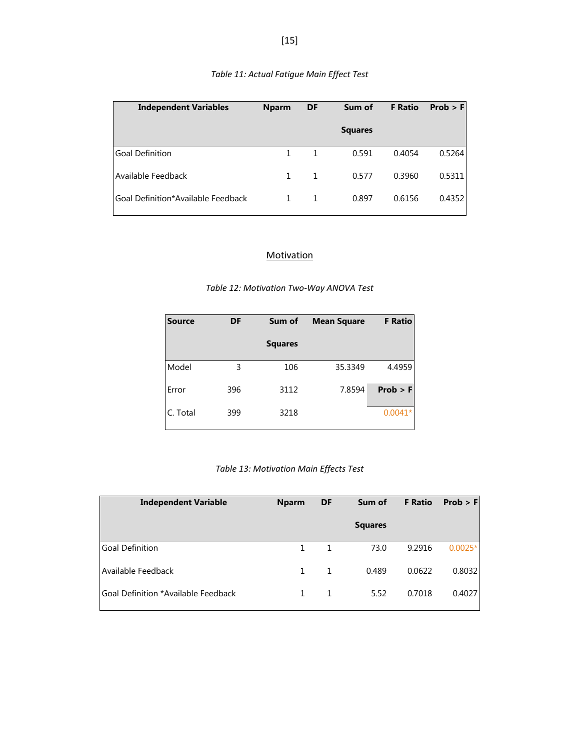*Table 11: Actual Fatigue Main Effect Test*

| Independent Variables | Nparm | DF | Sum of Squares | F Ratio | Prob > F |
|---|---|---|---|---|---|
| Goal Definition | 1 | 1 | 0.591 | 0.4054 | 0.5264 |
| Available Feedback | 1 | 1 | 0.577 | 0.3960 | 0.5311 |
| Goal Definition*Available Feedback | 1 | 1 | 0.897 | 0.6156 | 0.4352 |

## Motivation

*Table 12: Motivation Two-Way ANOVA Test*

| Source | DF | Sum of Squares | Mean Square | F Ratio |
|---|---|---|---|---|
| Model | 3 | 106 | 35.3349 | 4.4959 |
| Error | 396 | 3112 | 7.8594 | **Prob > F** |
| C. Total | 399 | 3218 | | 0.0041* |

*Table 13: Motivation Main Effects Test*

| Independent Variable | Nparm | DF | Sum of Squares | F Ratio | Prob > F |
|---|---|---|---|---|---|
| Goal Definition | 1 | 1 | 73.0 | 9.2916 | 0.0025* |
| Available Feedback | 1 | 1 | 0.489 | 0.0622 | 0.8032 |
| Goal Definition *Available Feedback | 1 | 1 | 5.52 | 0.7018 | 0.4027 |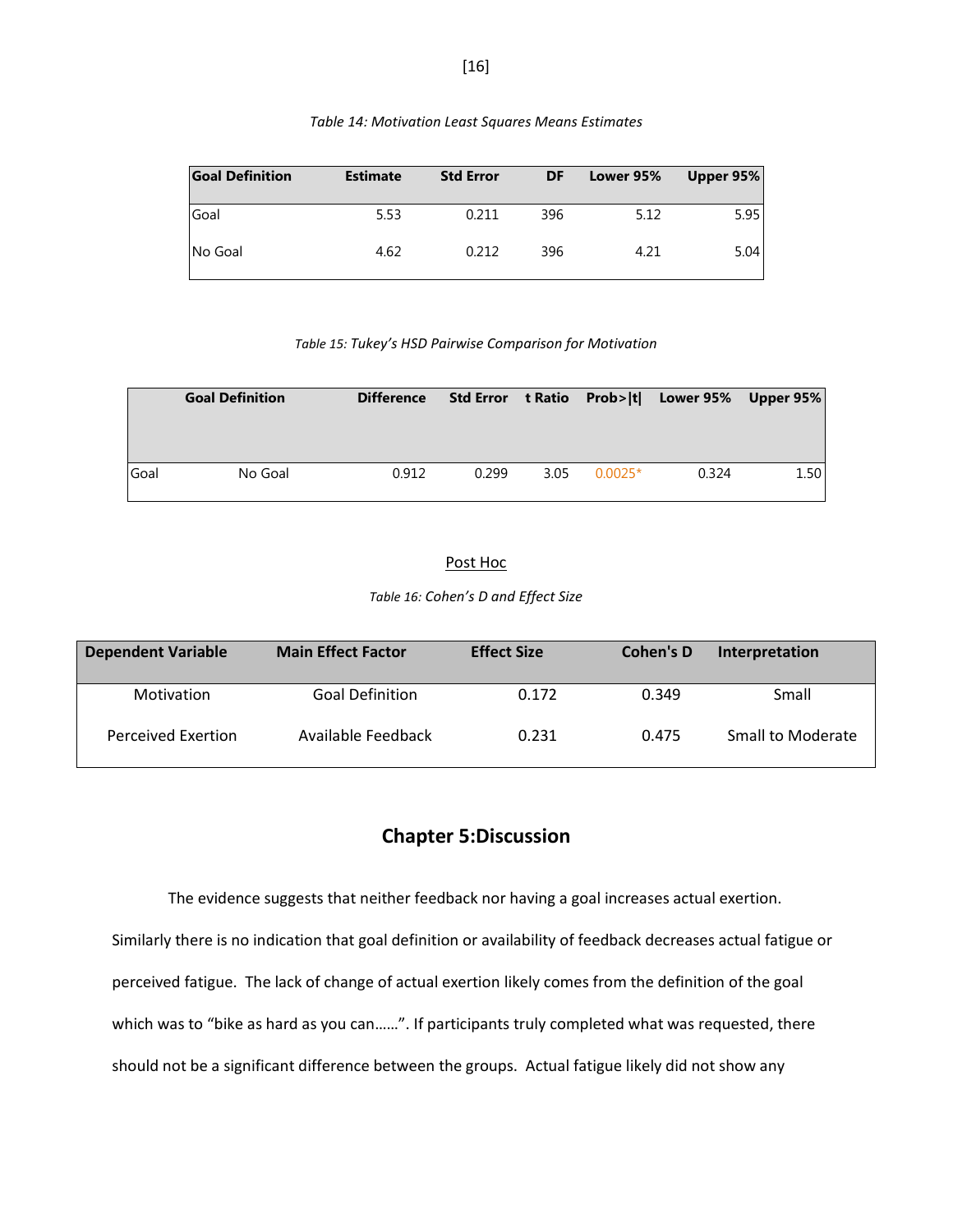*Table 14: Motivation Least Squares Means Estimates*

| Goal Definition | Estimate | Std Error | DF | Lower 95% | Upper 95% |
|---|---|---|---|---|---|
| Goal | 5.53 | 0.211 | 396 | 5.12 | 5.95 |
| No Goal | 4.62 | 0.212 | 396 | 4.21 | 5.04 |

*Table 15: Tukey's HSD Pairwise Comparison for Motivation*

| Goal Definition | | Difference | Std Error | t Ratio | Prob>\|t\| | Lower 95% | Upper 95% |
|---|---|---|---|---|---|---|---|
| Goal | No Goal | 0.912 | 0.299 | 3.05 | 0.0025* | 0.324 | 1.50 |

Post Hoc

*Table 16: Cohen's D and Effect Size*

| Dependent Variable | Main Effect Factor | Effect Size | Cohen's D | Interpretation |
|---|---|---|---|---|
| Motivation | Goal Definition | 0.172 | 0.349 | Small |
| Perceived Exertion | Available Feedback | 0.231 | 0.475 | Small to Moderate |

## Chapter 5:Discussion

The evidence suggests that neither feedback nor having a goal increases actual exertion. Similarly there is no indication that goal definition or availability of feedback decreases actual fatigue or perceived fatigue. The lack of change of actual exertion likely comes from the definition of the goal which was to "bike as hard as you can……". If participants truly completed what was requested, there should not be a significant difference between the groups. Actual fatigue likely did not show any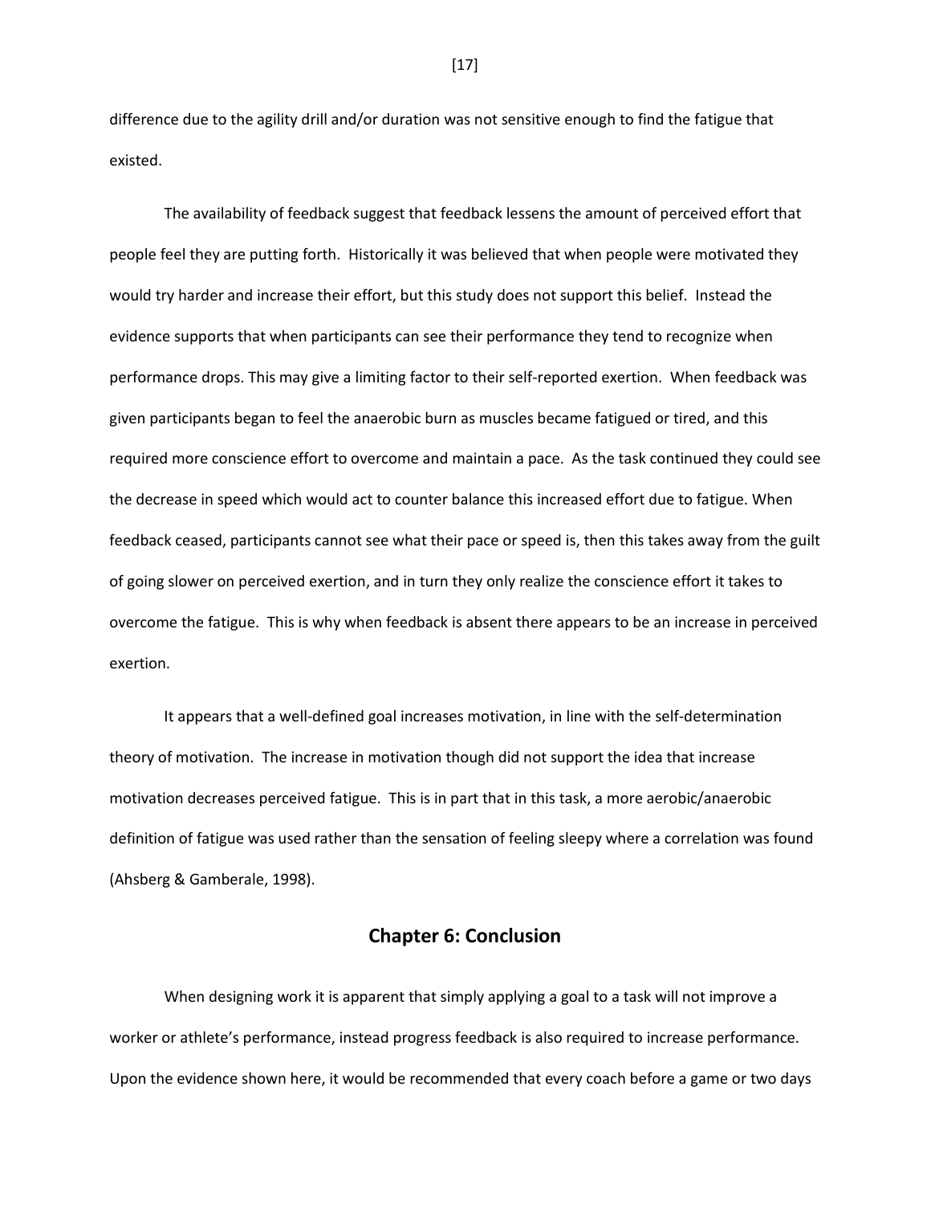difference due to the agility drill and/or duration was not sensitive enough to find the fatigue that existed.

The availability of feedback suggest that feedback lessens the amount of perceived effort that people feel they are putting forth. Historically it was believed that when people were motivated they would try harder and increase their effort, but this study does not support this belief. Instead the evidence supports that when participants can see their performance they tend to recognize when performance drops. This may give a limiting factor to their self-reported exertion. When feedback was given participants began to feel the anaerobic burn as muscles became fatigued or tired, and this required more conscience effort to overcome and maintain a pace. As the task continued they could see the decrease in speed which would act to counter balance this increased effort due to fatigue. When feedback ceased, participants cannot see what their pace or speed is, then this takes away from the guilt of going slower on perceived exertion, and in turn they only realize the conscience effort it takes to overcome the fatigue. This is why when feedback is absent there appears to be an increase in perceived exertion.

It appears that a well-defined goal increases motivation, in line with the self-determination theory of motivation. The increase in motivation though did not support the idea that increase motivation decreases perceived fatigue. This is in part that in this task, a more aerobic/anaerobic definition of fatigue was used rather than the sensation of feeling sleepy where a correlation was found (Ahsberg & Gamberale, 1998).

## Chapter 6: Conclusion

When designing work it is apparent that simply applying a goal to a task will not improve a worker or athlete's performance, instead progress feedback is also required to increase performance. Upon the evidence shown here, it would be recommended that every coach before a game or two days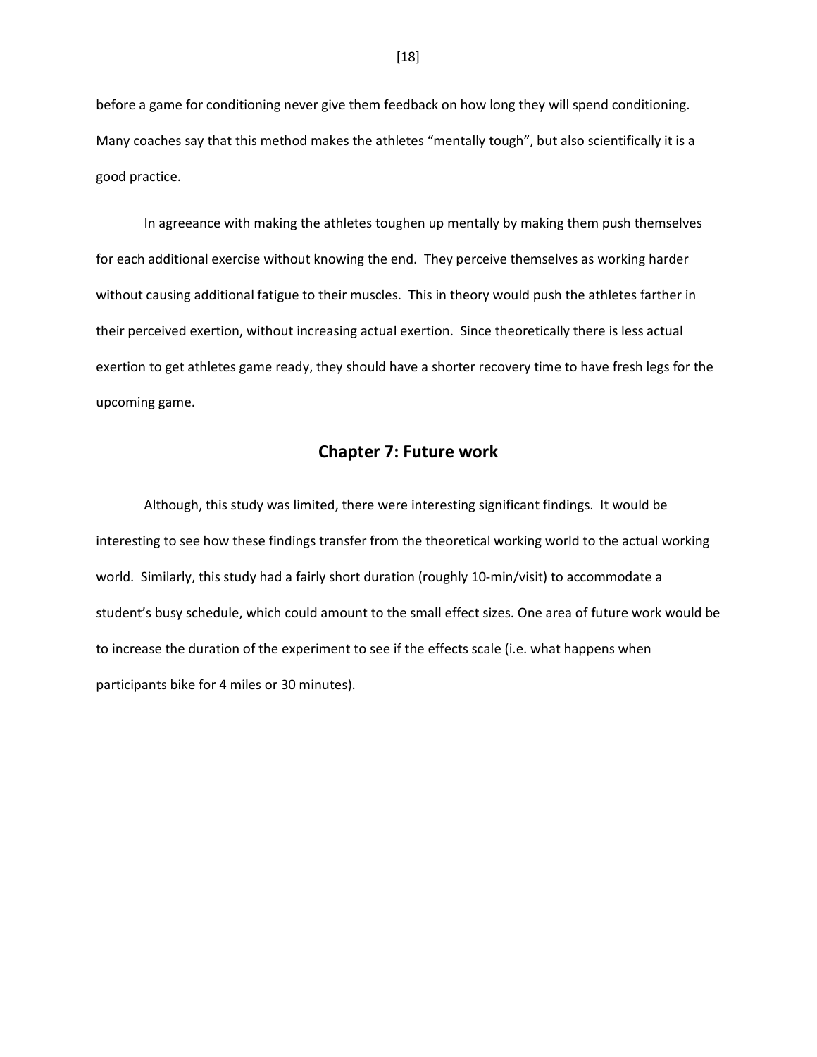before a game for conditioning never give them feedback on how long they will spend conditioning. Many coaches say that this method makes the athletes "mentally tough", but also scientifically it is a good practice.

In agreeance with making the athletes toughen up mentally by making them push themselves for each additional exercise without knowing the end. They perceive themselves as working harder without causing additional fatigue to their muscles. This in theory would push the athletes farther in their perceived exertion, without increasing actual exertion. Since theoretically there is less actual exertion to get athletes game ready, they should have a shorter recovery time to have fresh legs for the upcoming game.

## Chapter 7: Future work

Although, this study was limited, there were interesting significant findings. It would be interesting to see how these findings transfer from the theoretical working world to the actual working world. Similarly, this study had a fairly short duration (roughly 10-min/visit) to accommodate a student's busy schedule, which could amount to the small effect sizes. One area of future work would be to increase the duration of the experiment to see if the effects scale (i.e. what happens when participants bike for 4 miles or 30 minutes).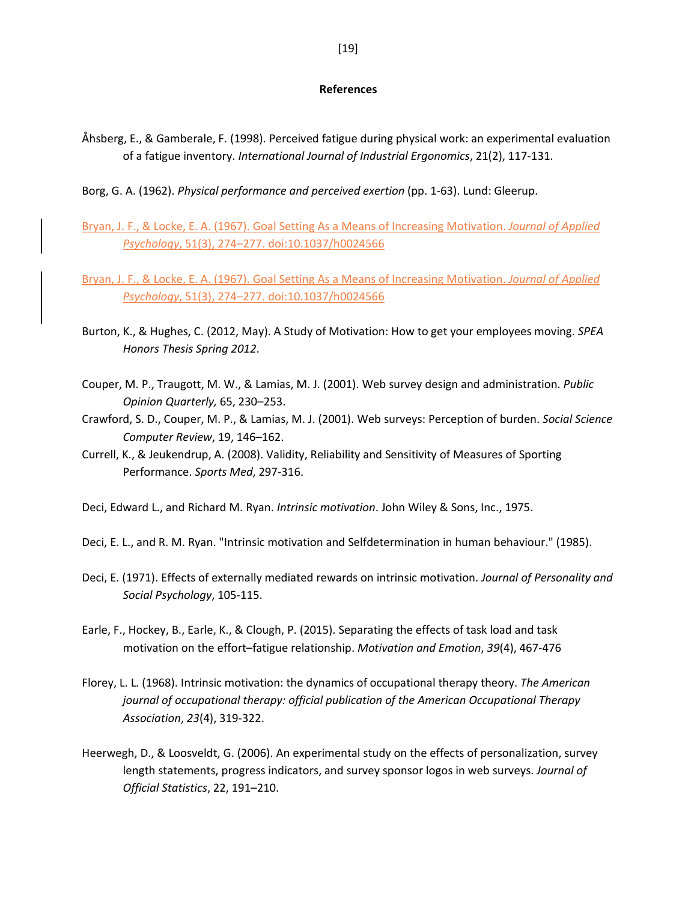# References

Åhsberg, E., & Gamberale, F. (1998). Perceived fatigue during physical work: an experimental evaluation of a fatigue inventory. *International Journal of Industrial Ergonomics*, 21(2), 117-131.

Borg, G. A. (1962). *Physical performance and perceived exertion* (pp. 1-63). Lund: Gleerup.

Bryan, J. F., & Locke, E. A. (1967). Goal Setting As a Means of Increasing Motivation. *Journal of Applied Psychology*, 51(3), 274–277. doi:10.1037/h0024566

Bryan, J. F., & Locke, E. A. (1967). Goal Setting As a Means of Increasing Motivation. *Journal of Applied Psychology*, 51(3), 274–277. doi:10.1037/h0024566

Burton, K., & Hughes, C. (2012, May). A Study of Motivation: How to get your employees moving. *SPEA Honors Thesis Spring 2012*.

Couper, M. P., Traugott, M. W., & Lamias, M. J. (2001). Web survey design and administration. *Public Opinion Quarterly,* 65, 230–253.

Crawford, S. D., Couper, M. P., & Lamias, M. J. (2001). Web surveys: Perception of burden. *Social Science Computer Review*, 19, 146–162.

Currell, K., & Jeukendrup, A. (2008). Validity, Reliability and Sensitivity of Measures of Sporting Performance. *Sports Med*, 297-316.

Deci, Edward L., and Richard M. Ryan. *Intrinsic motivation*. John Wiley & Sons, Inc., 1975.

Deci, E. L., and R. M. Ryan. "Intrinsic motivation and Selfdetermination in human behaviour." (1985).

Deci, E. (1971). Effects of externally mediated rewards on intrinsic motivation. *Journal of Personality and Social Psychology*, 105-115.

Earle, F., Hockey, B., Earle, K., & Clough, P. (2015). Separating the effects of task load and task motivation on the effort–fatigue relationship. *Motivation and Emotion*, *39*(4), 467-476

Florey, L. L. (1968). Intrinsic motivation: the dynamics of occupational therapy theory. *The American journal of occupational therapy: official publication of the American Occupational Therapy Association*, *23*(4), 319-322.

Heerwegh, D., & Loosveldt, G. (2006). An experimental study on the effects of personalization, survey length statements, progress indicators, and survey sponsor logos in web surveys. *Journal of Official Statistics*, 22, 191–210.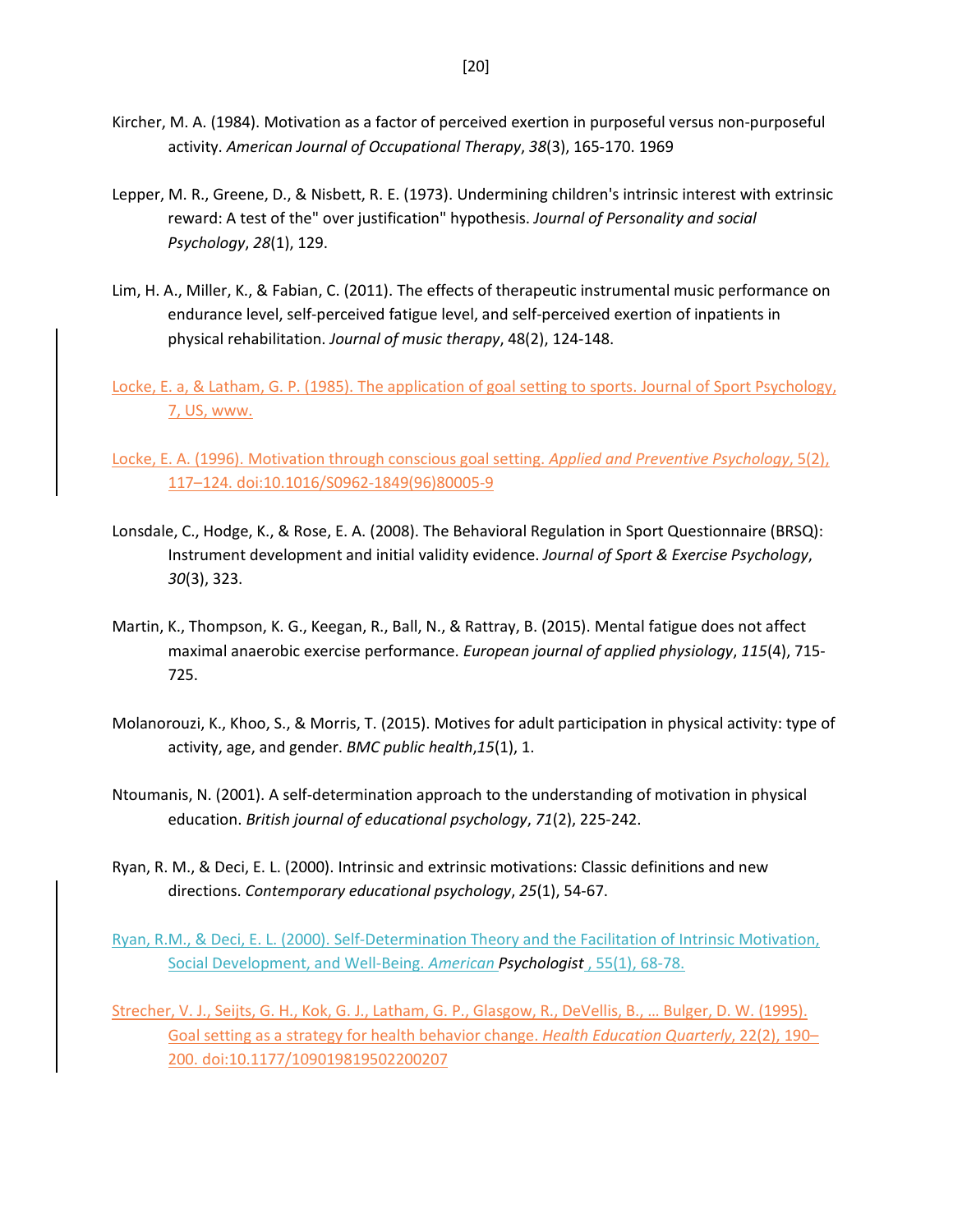Kircher, M. A. (1984). Motivation as a factor of perceived exertion in purposeful versus non-purposeful activity. *American Journal of Occupational Therapy*, *38*(3), 165-170. 1969

Lepper, M. R., Greene, D., & Nisbett, R. E. (1973). Undermining children's intrinsic interest with extrinsic reward: A test of the" over justification" hypothesis. *Journal of Personality and social Psychology*, *28*(1), 129.

Lim, H. A., Miller, K., & Fabian, C. (2011). The effects of therapeutic instrumental music performance on endurance level, self-perceived fatigue level, and self-perceived exertion of inpatients in physical rehabilitation. *Journal of music therapy*, 48(2), 124-148.

Locke, E. a, & Latham, G. P. (1985). The application of goal setting to sports. Journal of Sport Psychology, 7, US, www.

Locke, E. A. (1996). Motivation through conscious goal setting. *Applied and Preventive Psychology*, 5(2), 117–124. doi:10.1016/S0962-1849(96)80005-9

Lonsdale, C., Hodge, K., & Rose, E. A. (2008). The Behavioral Regulation in Sport Questionnaire (BRSQ): Instrument development and initial validity evidence. *Journal of Sport & Exercise Psychology*, *30*(3), 323.

Martin, K., Thompson, K. G., Keegan, R., Ball, N., & Rattray, B. (2015). Mental fatigue does not affect maximal anaerobic exercise performance. *European journal of applied physiology*, *115*(4), 715-725.

Molanorouzi, K., Khoo, S., & Morris, T. (2015). Motives for adult participation in physical activity: type of activity, age, and gender. *BMC public health*,*15*(1), 1.

Ntoumanis, N. (2001). A self-determination approach to the understanding of motivation in physical education. *British journal of educational psychology*, *71*(2), 225-242.

Ryan, R. M., & Deci, E. L. (2000). Intrinsic and extrinsic motivations: Classic definitions and new directions. *Contemporary educational psychology*, *25*(1), 54-67.

Ryan, R.M., & Deci, E. L. (2000). Self-Determination Theory and the Facilitation of Intrinsic Motivation, Social Development, and Well-Being. *American Psychologist* , 55(1), 68-78.

Strecher, V. J., Seijts, G. H., Kok, G. J., Latham, G. P., Glasgow, R., DeVellis, B., … Bulger, D. W. (1995). Goal setting as a strategy for health behavior change. *Health Education Quarterly*, 22(2), 190–200. doi:10.1177/109019819502200207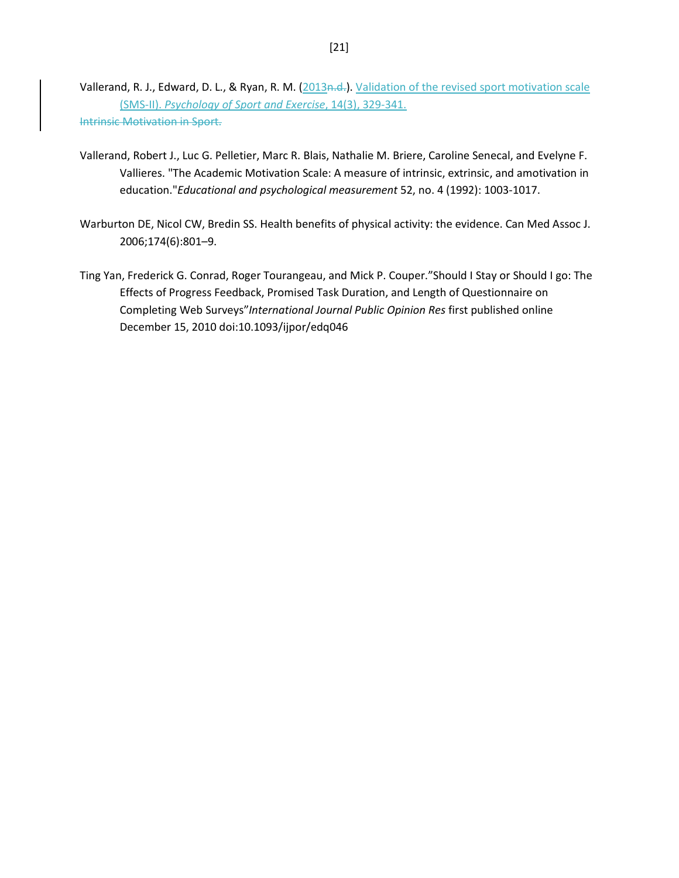Vallerand, R. J., Edward, D. L., & Ryan, R. M. (2013~~n.d.~~). Validation of the revised sport motivation scale (SMS-II). *Psychology of Sport and Exercise*, 14(3), 329-341.
~~Intrinsic Motivation in Sport.~~

Vallerand, Robert J., Luc G. Pelletier, Marc R. Blais, Nathalie M. Briere, Caroline Senecal, and Evelyne F. Vallieres. "The Academic Motivation Scale: A measure of intrinsic, extrinsic, and amotivation in education."*Educational and psychological measurement* 52, no. 4 (1992): 1003-1017.

Warburton DE, Nicol CW, Bredin SS. Health benefits of physical activity: the evidence. Can Med Assoc J. 2006;174(6):801–9.

Ting Yan, Frederick G. Conrad, Roger Tourangeau, and Mick P. Couper.”Should I Stay or Should I go: The Effects of Progress Feedback, Promised Task Duration, and Length of Questionnaire on Completing Web Surveys”*International Journal Public Opinion Res* first published online December 15, 2010 doi:10.1093/ijpor/edq046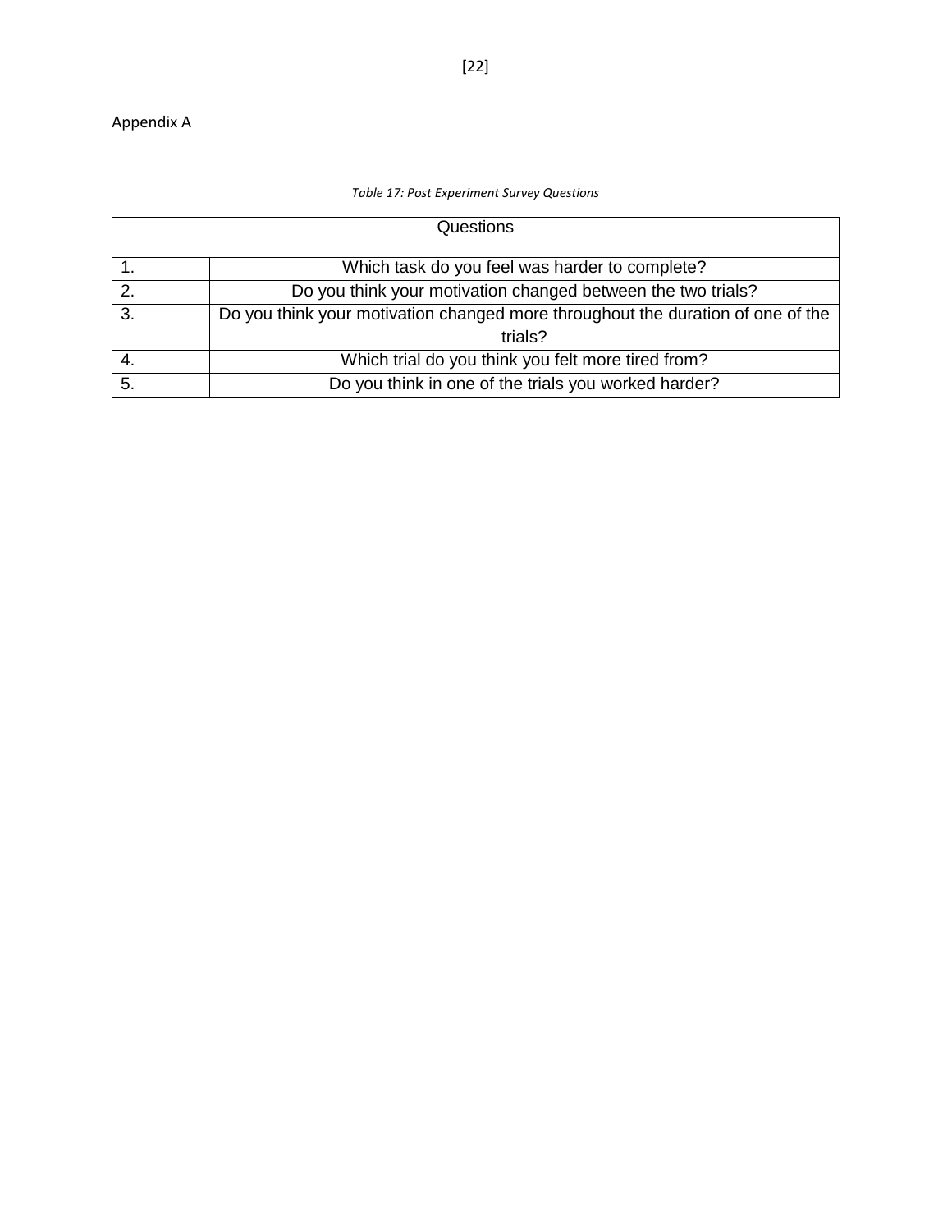Appendix A

*Table 17: Post Experiment Survey Questions*

| Questions | |
|---|---|
| 1. | Which task do you feel was harder to complete? |
| 2. | Do you think your motivation changed between the two trials? |
| 3. | Do you think your motivation changed more throughout the duration of one of the trials? |
| 4. | Which trial do you think you felt more tired from? |
| 5. | Do you think in one of the trials you worked harder? |